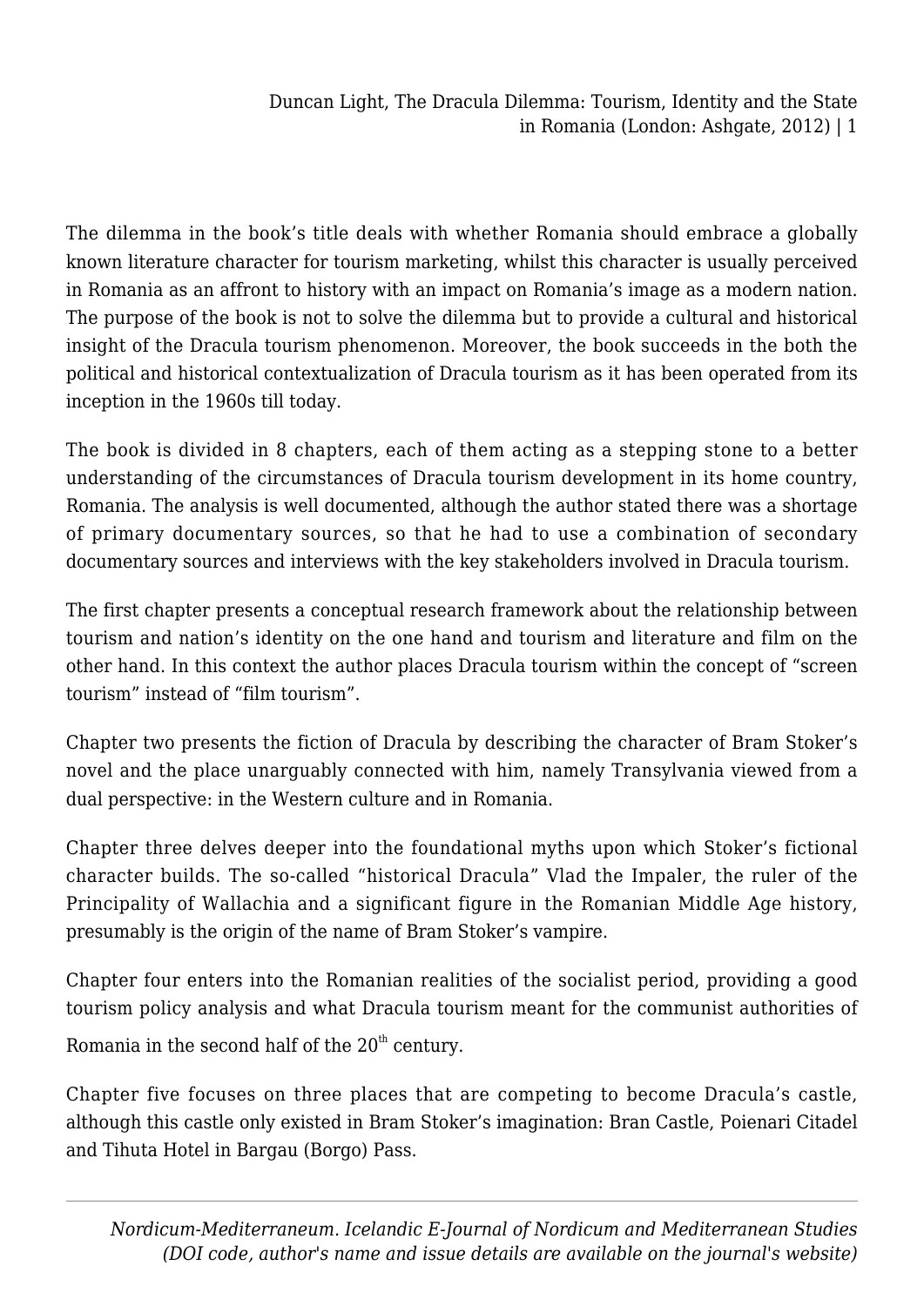The dilemma in the book's title deals with whether Romania should embrace a globally known literature character for tourism marketing, whilst this character is usually perceived in Romania as an affront to history with an impact on Romania's image as a modern nation. The purpose of the book is not to solve the dilemma but to provide a cultural and historical insight of the Dracula tourism phenomenon. Moreover, the book succeeds in the both the political and historical contextualization of Dracula tourism as it has been operated from its inception in the 1960s till today.

The book is divided in 8 chapters, each of them acting as a stepping stone to a better understanding of the circumstances of Dracula tourism development in its home country, Romania. The analysis is well documented, although the author stated there was a shortage of primary documentary sources, so that he had to use a combination of secondary documentary sources and interviews with the key stakeholders involved in Dracula tourism.

The first chapter presents a conceptual research framework about the relationship between tourism and nation's identity on the one hand and tourism and literature and film on the other hand. In this context the author places Dracula tourism within the concept of "screen tourism" instead of "film tourism".

Chapter two presents the fiction of Dracula by describing the character of Bram Stoker's novel and the place unarguably connected with him, namely Transylvania viewed from a dual perspective: in the Western culture and in Romania.

Chapter three delves deeper into the foundational myths upon which Stoker's fictional character builds. The so-called "historical Dracula" Vlad the Impaler, the ruler of the Principality of Wallachia and a significant figure in the Romanian Middle Age history, presumably is the origin of the name of Bram Stoker's vampire.

Chapter four enters into the Romanian realities of the socialist period, providing a good tourism policy analysis and what Dracula tourism meant for the communist authorities of Romania in the second half of the 20th century.

Chapter five focuses on three places that are competing to become Dracula's castle, although this castle only existed in Bram Stoker's imagination: Bran Castle, Poienari Citadel and Tihuta Hotel in Bargau (Borgo) Pass.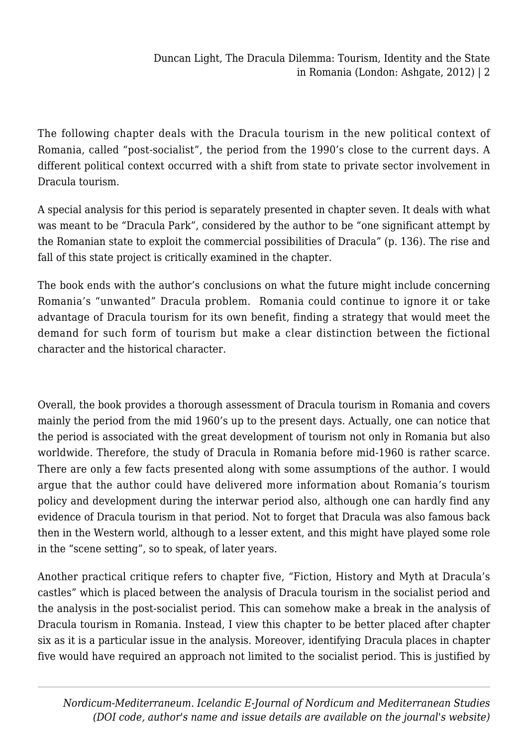The following chapter deals with the Dracula tourism in the new political context of Romania, called "post-socialist", the period from the 1990's close to the current days. A different political context occurred with a shift from state to private sector involvement in Dracula tourism.

A special analysis for this period is separately presented in chapter seven. It deals with what was meant to be "Dracula Park", considered by the author to be "one significant attempt by the Romanian state to exploit the commercial possibilities of Dracula" (p. 136). The rise and fall of this state project is critically examined in the chapter.

The book ends with the author's conclusions on what the future might include concerning Romania's "unwanted" Dracula problem. Romania could continue to ignore it or take advantage of Dracula tourism for its own benefit, finding a strategy that would meet the demand for such form of tourism but make a clear distinction between the fictional character and the historical character.

Overall, the book provides a thorough assessment of Dracula tourism in Romania and covers mainly the period from the mid 1960's up to the present days. Actually, one can notice that the period is associated with the great development of tourism not only in Romania but also worldwide. Therefore, the study of Dracula in Romania before mid-1960 is rather scarce. There are only a few facts presented along with some assumptions of the author. I would argue that the author could have delivered more information about Romania's tourism policy and development during the interwar period also, although one can hardly find any evidence of Dracula tourism in that period. Not to forget that Dracula was also famous back then in the Western world, although to a lesser extent, and this might have played some role in the "scene setting", so to speak, of later years.

Another practical critique refers to chapter five, "Fiction, History and Myth at Dracula's castles" which is placed between the analysis of Dracula tourism in the socialist period and the analysis in the post-socialist period. This can somehow make a break in the analysis of Dracula tourism in Romania. Instead, I view this chapter to be better placed after chapter six as it is a particular issue in the analysis. Moreover, identifying Dracula places in chapter five would have required an approach not limited to the socialist period. This is justified by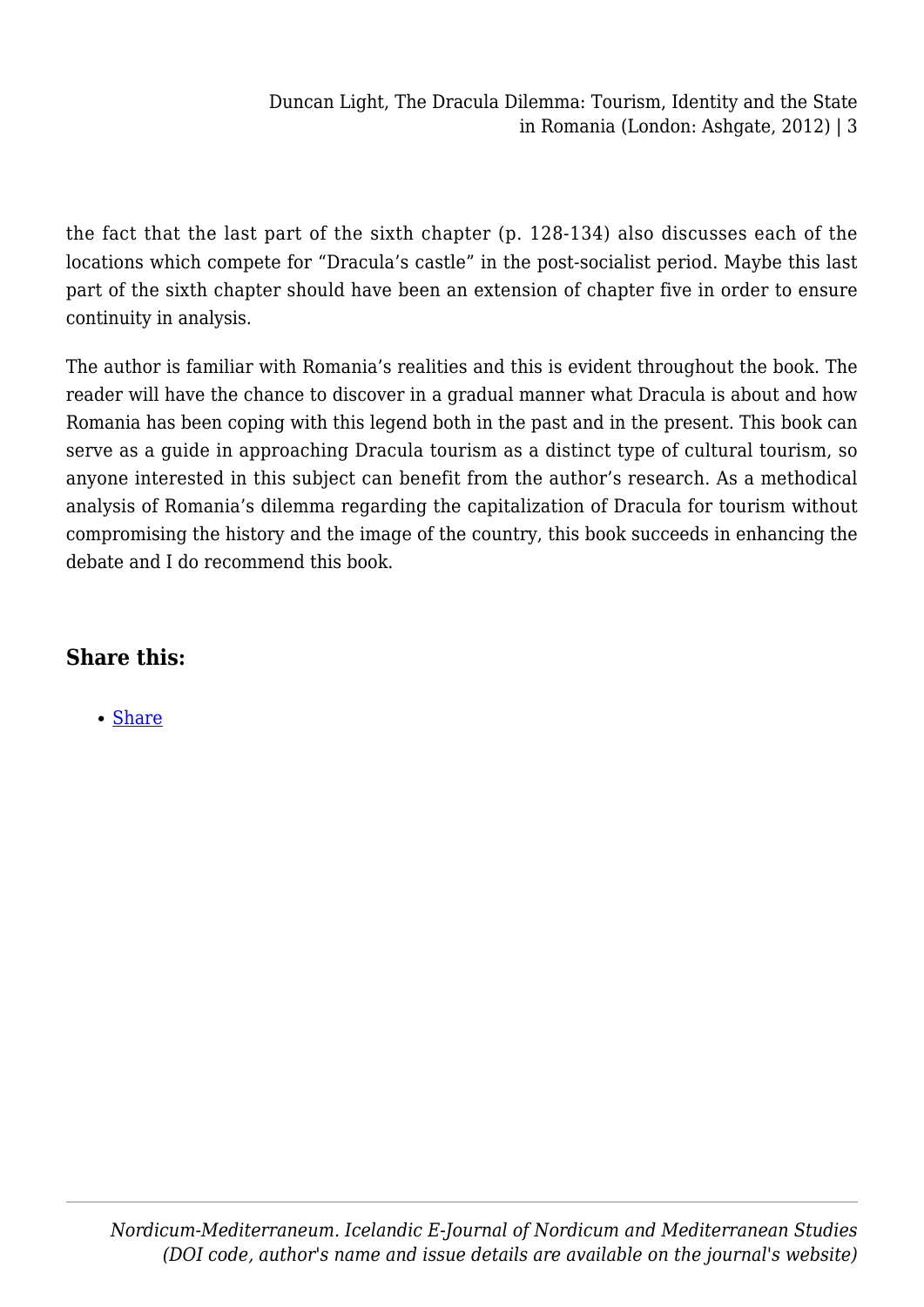the fact that the last part of the sixth chapter (p. 128-134) also discusses each of the locations which compete for "Dracula's castle" in the post-socialist period. Maybe this last part of the sixth chapter should have been an extension of chapter five in order to ensure continuity in analysis.

The author is familiar with Romania's realities and this is evident throughout the book. The reader will have the chance to discover in a gradual manner what Dracula is about and how Romania has been coping with this legend both in the past and in the present. This book can serve as a guide in approaching Dracula tourism as a distinct type of cultural tourism, so anyone interested in this subject can benefit from the author's research. As a methodical analysis of Romania's dilemma regarding the capitalization of Dracula for tourism without compromising the history and the image of the country, this book succeeds in enhancing the debate and I do recommend this book.

## Share this:

- Share